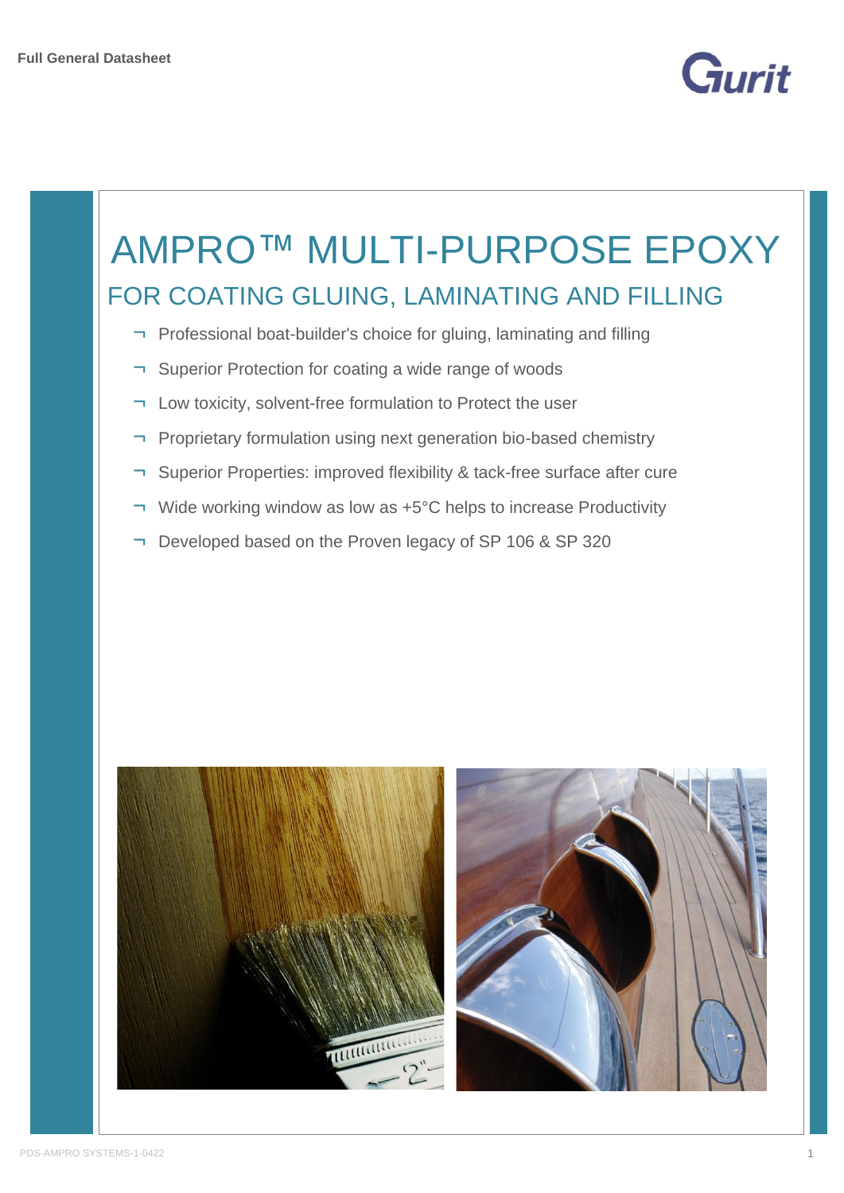Full General Datasheet

# AMPRO™ MULTI-PURPOSE EPOXY

## FOR COATING GLUING, LAMINATING AND FILLING

- Professional boat-builder's choice for gluing, laminating and filling
- Superior Protection for coating a wide range of woods
- Low toxicity, solvent-free formulation to Protect the user
- Proprietary formulation using next generation bio-based chemistry
- Superior Properties: improved flexibility & tack-free surface after cure
- Wide working window as low as +5°C helps to increase Productivity
- Developed based on the Proven legacy of SP 106 & SP 320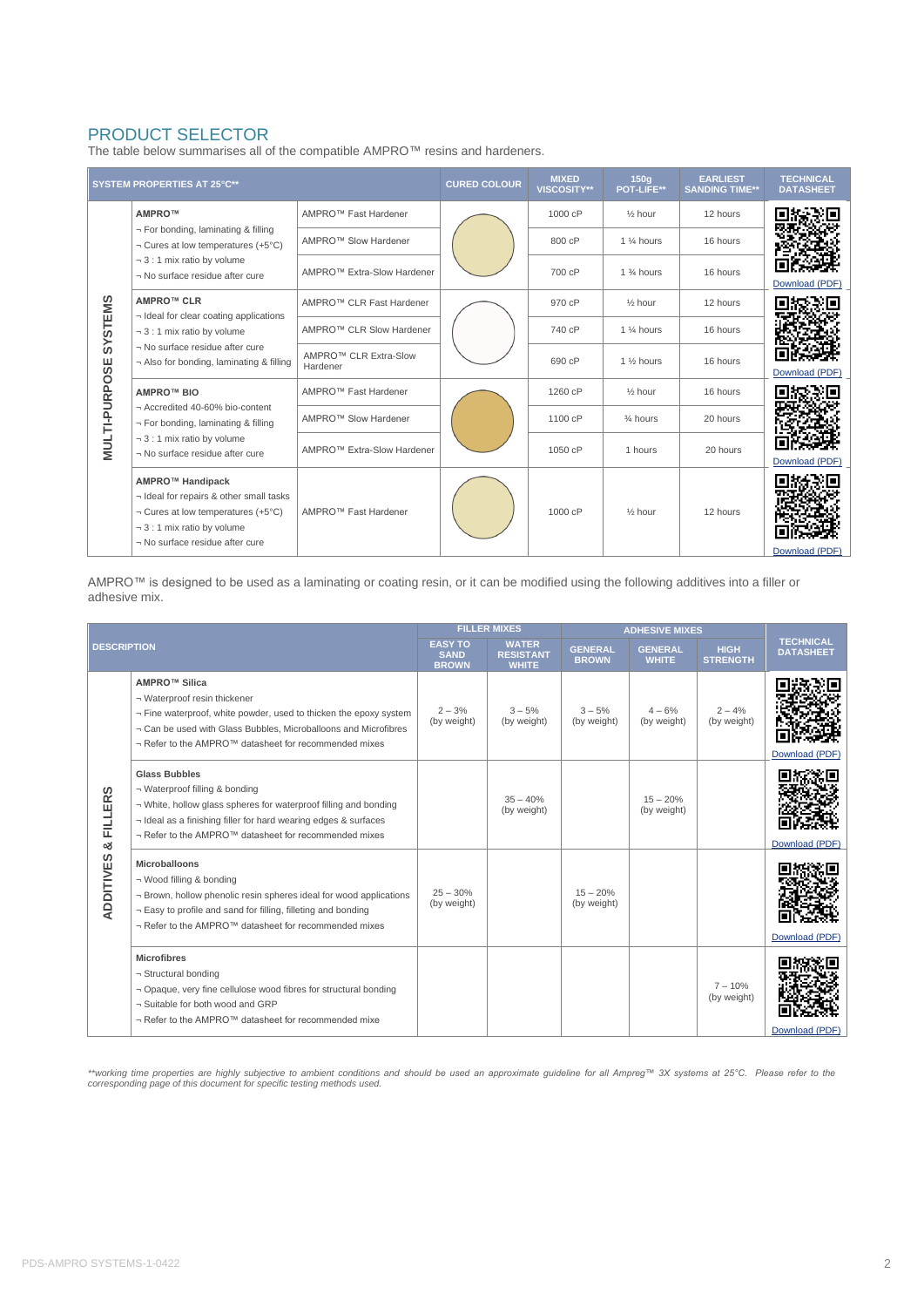## PRODUCT SELECTOR

The table below summarises all of the compatible AMPRO™ resins and hardeners.

| SYSTEM PROPERTIES AT 25°C** | | | CURED COLOUR | MIXED VISCOSITY** | 150g POT-LIFE** | EARLIEST SANDING TIME** | TECHNICAL DATASHEET |
|---|---|---|---|---|---|---|---|
| MULTI-PURPOSE SYSTEMS | **AMPRO™**<br>¬ For bonding, laminating & filling<br>¬ Cures at low temperatures (+5°C)<br>¬ 3 : 1 mix ratio by volume<br>¬ No surface residue after cure | AMPRO™ Fast Hardener | | 1000 cP | ½ hour | 12 hours | Download (PDF) |
| | | AMPRO™ Slow Hardener | | 800 cP | 1 ¼ hours | 16 hours | |
| | | AMPRO™ Extra-Slow Hardener | | 700 cP | 1 ¾ hours | 16 hours | |
| | **AMPRO™ CLR**<br>¬ Ideal for clear coating applications<br>¬ 3 : 1 mix ratio by volume<br>¬ No surface residue after cure<br>¬ Also for bonding, laminating & filling | AMPRO™ CLR Fast Hardener | | 970 cP | ½ hour | 12 hours | Download (PDF) |
| | | AMPRO™ CLR Slow Hardener | | 740 cP | 1 ¼ hours | 16 hours | |
| | | AMPRO™ CLR Extra-Slow Hardener | | 690 cP | 1 ½ hours | 16 hours | |
| | **AMPRO™ BIO**<br>¬ Accredited 40-60% bio-content<br>¬ For bonding, laminating & filling<br>¬ 3 : 1 mix ratio by volume<br>¬ No surface residue after cure | AMPRO™ Fast Hardener | | 1260 cP | ½ hour | 16 hours | Download (PDF) |
| | | AMPRO™ Slow Hardener | | 1100 cP | ¾ hours | 20 hours | |
| | | AMPRO™ Extra-Slow Hardener | | 1050 cP | 1 hours | 20 hours | |
| | **AMPRO™ Handipack**<br>¬ Ideal for repairs & other small tasks<br>¬ Cures at low temperatures (+5°C)<br>¬ 3 : 1 mix ratio by volume<br>¬ No surface residue after cure | AMPRO™ Fast Hardener | | 1000 cP | ½ hour | 12 hours | Download (PDF) |

AMPRO™ is designed to be used as a laminating or coating resin, or it can be modified using the following additives into a filler or adhesive mix.

| DESCRIPTION | | FILLER MIXES | | ADHESIVE MIXES | | | TECHNICAL DATASHEET |
|---|---|---|---|---|---|---|---|
| | | EASY TO SAND BROWN | WATER RESISTANT WHITE | GENERAL BROWN | GENERAL WHITE | HIGH STRENGTH | |
| ADDITIVES & FILLERS | **AMPRO™ Silica**<br>¬ Waterproof resin thickener<br>¬ Fine waterproof, white powder, used to thicken the epoxy system<br>¬ Can be used with Glass Bubbles, Microballoons and Microfibres<br>¬ Refer to the AMPRO™ datasheet for recommended mixes | 2 – 3% (by weight) | 3 – 5% (by weight) | 3 – 5% (by weight) | 4 – 6% (by weight) | 2 – 4% (by weight) | Download (PDF) |
| | **Glass Bubbles**<br>¬ Waterproof filling & bonding<br>¬ White, hollow glass spheres for waterproof filling and bonding<br>¬ Ideal as a finishing filler for hard wearing edges & surfaces<br>¬ Refer to the AMPRO™ datasheet for recommended mixes | | 35 – 40% (by weight) | | 15 – 20% (by weight) | | Download (PDF) |
| | **Microballoons**<br>¬ Wood filling & bonding<br>¬ Brown, hollow phenolic resin spheres ideal for wood applications<br>¬ Easy to profile and sand for filling, filleting and bonding<br>¬ Refer to the AMPRO™ datasheet for recommended mixes | 25 – 30% (by weight) | | 15 – 20% (by weight) | | | Download (PDF) |
| | **Microfibres**<br>¬ Structural bonding<br>¬ Opaque, very fine cellulose wood fibres for structural bonding<br>¬ Suitable for both wood and GRP<br>¬ Refer to the AMPRO™ datasheet for recommended mixe | | | | | 7 – 10% (by weight) | Download (PDF) |

*\*\*working time properties are highly subjective to ambient conditions and should be used an approximate guideline for all Ampreg™ 3X systems at 25°C. Please refer to the corresponding page of this document for specific testing methods used.*

PDS-AMPRO SYSTEMS-1-0422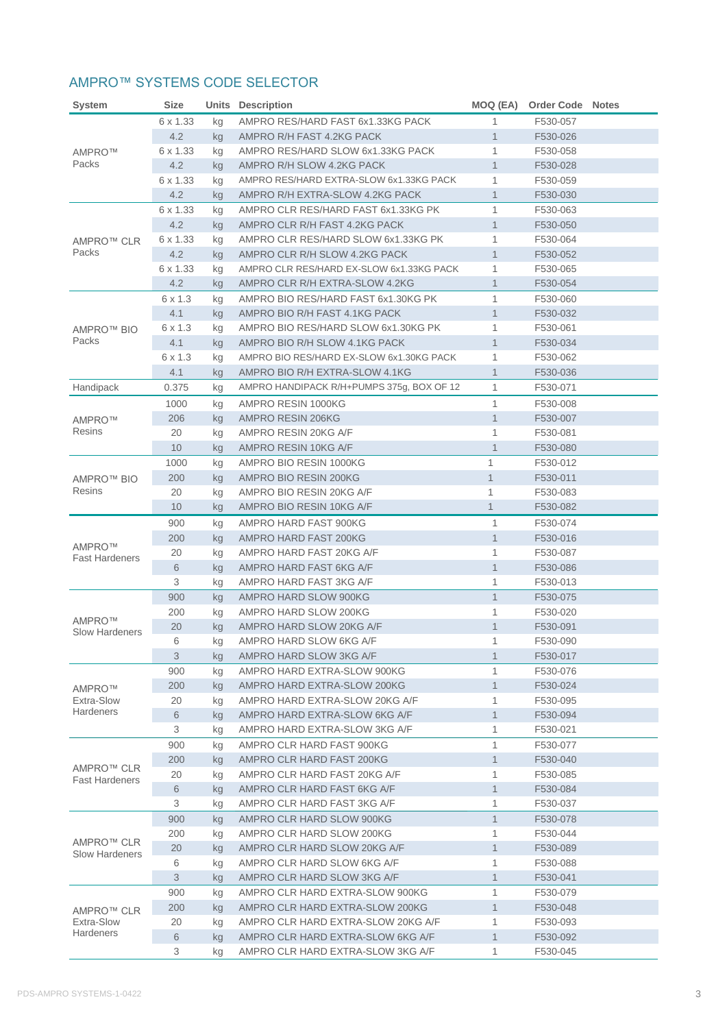## AMPRO™ SYSTEMS CODE SELECTOR

| System | Size | Units | Description | MOQ (EA) | Order Code | Notes |
|---|---|---|---|---|---|---|
| AMPRO™ Packs | 6 x 1.33 | kg | AMPRO RES/HARD FAST 6x1.33KG PACK | 1 | F530-057 | |
| | 4.2 | kg | AMPRO R/H FAST 4.2KG PACK | 1 | F530-026 | |
| | 6 x 1.33 | kg | AMPRO RES/HARD SLOW 6x1.33KG PACK | 1 | F530-058 | |
| | 4.2 | kg | AMPRO R/H SLOW 4.2KG PACK | 1 | F530-028 | |
| | 6 x 1.33 | kg | AMPRO RES/HARD EXTRA-SLOW 6x1.33KG PACK | 1 | F530-059 | |
| | 4.2 | kg | AMPRO R/H EXTRA-SLOW 4.2KG PACK | 1 | F530-030 | |
| AMPRO™ CLR Packs | 6 x 1.33 | kg | AMPRO CLR RES/HARD FAST 6x1.33KG PK | 1 | F530-063 | |
| | 4.2 | kg | AMPRO CLR R/H FAST 4.2KG PACK | 1 | F530-050 | |
| | 6 x 1.33 | kg | AMPRO CLR RES/HARD SLOW 6x1.33KG PK | 1 | F530-064 | |
| | 4.2 | kg | AMPRO CLR R/H SLOW 4.2KG PACK | 1 | F530-052 | |
| | 6 x 1.33 | kg | AMPRO CLR RES/HARD EX-SLOW 6x1.33KG PACK | 1 | F530-065 | |
| | 4.2 | kg | AMPRO CLR R/H EXTRA-SLOW 4.2KG | 1 | F530-054 | |
| AMPRO™ BIO Packs | 6 x 1.3 | kg | AMPRO BIO RES/HARD FAST 6x1.30KG PK | 1 | F530-060 | |
| | 4.1 | kg | AMPRO BIO R/H FAST 4.1KG PACK | 1 | F530-032 | |
| | 6 x 1.3 | kg | AMPRO BIO RES/HARD SLOW 6x1.30KG PK | 1 | F530-061 | |
| | 4.1 | kg | AMPRO BIO R/H SLOW 4.1KG PACK | 1 | F530-034 | |
| | 6 x 1.3 | kg | AMPRO BIO RES/HARD EX-SLOW 6x1.30KG PACK | 1 | F530-062 | |
| | 4.1 | kg | AMPRO BIO R/H EXTRA-SLOW 4.1KG | 1 | F530-036 | |
| Handipack | 0.375 | kg | AMPRO HANDIPACK R/H+PUMPS 375g, BOX OF 12 | 1 | F530-071 | |
| AMPRO™ Resins | 1000 | kg | AMPRO RESIN 1000KG | 1 | F530-008 | |
| | 206 | kg | AMPRO RESIN 206KG | 1 | F530-007 | |
| | 20 | kg | AMPRO RESIN 20KG A/F | 1 | F530-081 | |
| | 10 | kg | AMPRO RESIN 10KG A/F | 1 | F530-080 | |
| AMPRO™ BIO Resins | 1000 | kg | AMPRO BIO RESIN 1000KG | 1 | F530-012 | |
| | 200 | kg | AMPRO BIO RESIN 200KG | 1 | F530-011 | |
| | 20 | kg | AMPRO BIO RESIN 20KG A/F | 1 | F530-083 | |
| | 10 | kg | AMPRO BIO RESIN 10KG A/F | 1 | F530-082 | |
| AMPRO™ Fast Hardeners | 900 | kg | AMPRO HARD FAST 900KG | 1 | F530-074 | |
| | 200 | kg | AMPRO HARD FAST 200KG | 1 | F530-016 | |
| | 20 | kg | AMPRO HARD FAST 20KG A/F | 1 | F530-087 | |
| | 6 | kg | AMPRO HARD FAST 6KG A/F | 1 | F530-086 | |
| | 3 | kg | AMPRO HARD FAST 3KG A/F | 1 | F530-013 | |
| AMPRO™ Slow Hardeners | 900 | kg | AMPRO HARD SLOW 900KG | 1 | F530-075 | |
| | 200 | kg | AMPRO HARD SLOW 200KG | 1 | F530-020 | |
| | 20 | kg | AMPRO HARD SLOW 20KG A/F | 1 | F530-091 | |
| | 6 | kg | AMPRO HARD SLOW 6KG A/F | 1 | F530-090 | |
| | 3 | kg | AMPRO HARD SLOW 3KG A/F | 1 | F530-017 | |
| AMPRO™ Extra-Slow Hardeners | 900 | kg | AMPRO HARD EXTRA-SLOW 900KG | 1 | F530-076 | |
| | 200 | kg | AMPRO HARD EXTRA-SLOW 200KG | 1 | F530-024 | |
| | 20 | kg | AMPRO HARD EXTRA-SLOW 20KG A/F | 1 | F530-095 | |
| | 6 | kg | AMPRO HARD EXTRA-SLOW 6KG A/F | 1 | F530-094 | |
| | 3 | kg | AMPRO HARD EXTRA-SLOW 3KG A/F | 1 | F530-021 | |
| AMPRO™ CLR Fast Hardeners | 900 | kg | AMPRO CLR HARD FAST 900KG | 1 | F530-077 | |
| | 200 | kg | AMPRO CLR HARD FAST 200KG | 1 | F530-040 | |
| | 20 | kg | AMPRO CLR HARD FAST 20KG A/F | 1 | F530-085 | |
| | 6 | kg | AMPRO CLR HARD FAST 6KG A/F | 1 | F530-084 | |
| | 3 | kg | AMPRO CLR HARD FAST 3KG A/F | 1 | F530-037 | |
| AMPRO™ CLR Slow Hardeners | 900 | kg | AMPRO CLR HARD SLOW 900KG | 1 | F530-078 | |
| | 200 | kg | AMPRO CLR HARD SLOW 200KG | 1 | F530-044 | |
| | 20 | kg | AMPRO CLR HARD SLOW 20KG A/F | 1 | F530-089 | |
| | 6 | kg | AMPRO CLR HARD SLOW 6KG A/F | 1 | F530-088 | |
| | 3 | kg | AMPRO CLR HARD SLOW 3KG A/F | 1 | F530-041 | |
| AMPRO™ CLR Extra-Slow Hardeners | 900 | kg | AMPRO CLR HARD EXTRA-SLOW 900KG | 1 | F530-079 | |
| | 200 | kg | AMPRO CLR HARD EXTRA-SLOW 200KG | 1 | F530-048 | |
| | 20 | kg | AMPRO CLR HARD EXTRA-SLOW 20KG A/F | 1 | F530-093 | |
| | 6 | kg | AMPRO CLR HARD EXTRA-SLOW 6KG A/F | 1 | F530-092 | |
| | 3 | kg | AMPRO CLR HARD EXTRA-SLOW 3KG A/F | 1 | F530-045 | |

PDS-AMPRO SYSTEMS-1-0422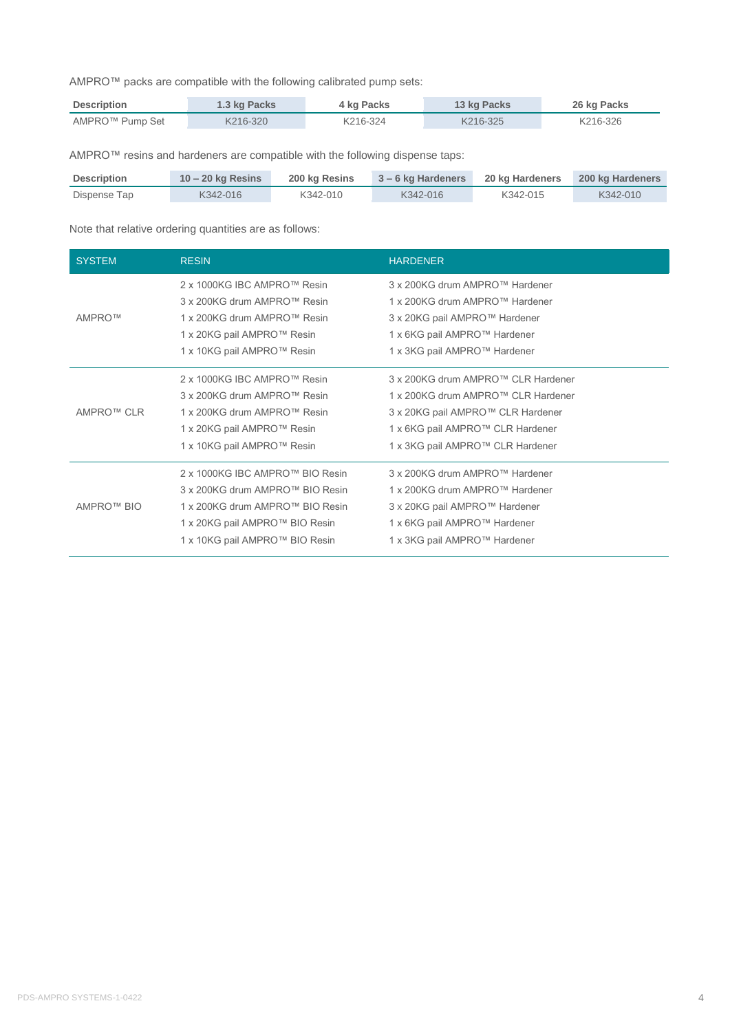AMPRO™ packs are compatible with the following calibrated pump sets:

| Description | 1.3 kg Packs | 4 kg Packs | 13 kg Packs | 26 kg Packs |
|---|---|---|---|---|
| AMPRO™ Pump Set | K216-320 | K216-324 | K216-325 | K216-326 |

AMPRO™ resins and hardeners are compatible with the following dispense taps:

| Description | 10 – 20 kg Resins | 200 kg Resins | 3 – 6 kg Hardeners | 20 kg Hardeners | 200 kg Hardeners |
|---|---|---|---|---|---|
| Dispense Tap | K342-016 | K342-010 | K342-016 | K342-015 | K342-010 |

Note that relative ordering quantities are as follows:

| SYSTEM | RESIN | HARDENER |
|---|---|---|
| AMPRO™ | 2 x 1000KG IBC AMPRO™ Resin | 3 x 200KG drum AMPRO™ Hardener |
| | 3 x 200KG drum AMPRO™ Resin | 1 x 200KG drum AMPRO™ Hardener |
| | 1 x 200KG drum AMPRO™ Resin | 3 x 20KG pail AMPRO™ Hardener |
| | 1 x 20KG pail AMPRO™ Resin | 1 x 6KG pail AMPRO™ Hardener |
| | 1 x 10KG pail AMPRO™ Resin | 1 x 3KG pail AMPRO™ Hardener |
| AMPRO™ CLR | 2 x 1000KG IBC AMPRO™ Resin | 3 x 200KG drum AMPRO™ CLR Hardener |
| | 3 x 200KG drum AMPRO™ Resin | 1 x 200KG drum AMPRO™ CLR Hardener |
| | 1 x 200KG drum AMPRO™ Resin | 3 x 20KG pail AMPRO™ CLR Hardener |
| | 1 x 20KG pail AMPRO™ Resin | 1 x 6KG pail AMPRO™ CLR Hardener |
| | 1 x 10KG pail AMPRO™ Resin | 1 x 3KG pail AMPRO™ CLR Hardener |
| AMPRO™ BIO | 2 x 1000KG IBC AMPRO™ BIO Resin | 3 x 200KG drum AMPRO™ Hardener |
| | 3 x 200KG drum AMPRO™ BIO Resin | 1 x 200KG drum AMPRO™ Hardener |
| | 1 x 200KG drum AMPRO™ BIO Resin | 3 x 20KG pail AMPRO™ Hardener |
| | 1 x 20KG pail AMPRO™ BIO Resin | 1 x 6KG pail AMPRO™ Hardener |
| | 1 x 10KG pail AMPRO™ BIO Resin | 1 x 3KG pail AMPRO™ Hardener |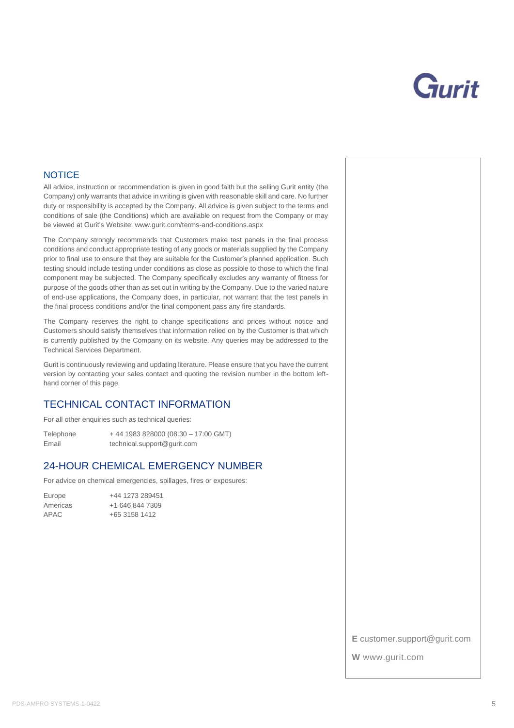## NOTICE

All advice, instruction or recommendation is given in good faith but the selling Gurit entity (the Company) only warrants that advice in writing is given with reasonable skill and care. No further duty or responsibility is accepted by the Company. All advice is given subject to the terms and conditions of sale (the Conditions) which are available on request from the Company or may be viewed at Gurit's Website: www.gurit.com/terms-and-conditions.aspx

The Company strongly recommends that Customers make test panels in the final process conditions and conduct appropriate testing of any goods or materials supplied by the Company prior to final use to ensure that they are suitable for the Customer's planned application. Such testing should include testing under conditions as close as possible to those to which the final component may be subjected. The Company specifically excludes any warranty of fitness for purpose of the goods other than as set out in writing by the Company. Due to the varied nature of end-use applications, the Company does, in particular, not warrant that the test panels in the final process conditions and/or the final component pass any fire standards.

The Company reserves the right to change specifications and prices without notice and Customers should satisfy themselves that information relied on by the Customer is that which is currently published by the Company on its website. Any queries may be addressed to the Technical Services Department.

Gurit is continuously reviewing and updating literature. Please ensure that you have the current version by contacting your sales contact and quoting the revision number in the bottom left-hand corner of this page.

## TECHNICAL CONTACT INFORMATION

For all other enquiries such as technical queries:

| | |
|---|---|
| Telephone | + 44 1983 828000 (08:30 – 17:00 GMT) |
| Email | technical.support@gurit.com |

## 24-HOUR CHEMICAL EMERGENCY NUMBER

For advice on chemical emergencies, spillages, fires or exposures:

| | |
|---|---|
| Europe | +44 1273 289451 |
| Americas | +1 646 844 7309 |
| APAC | +65 3158 1412 |

**E** customer.support@gurit.com

**W** www.gurit.com

PDS-AMPRO SYSTEMS-1-0422